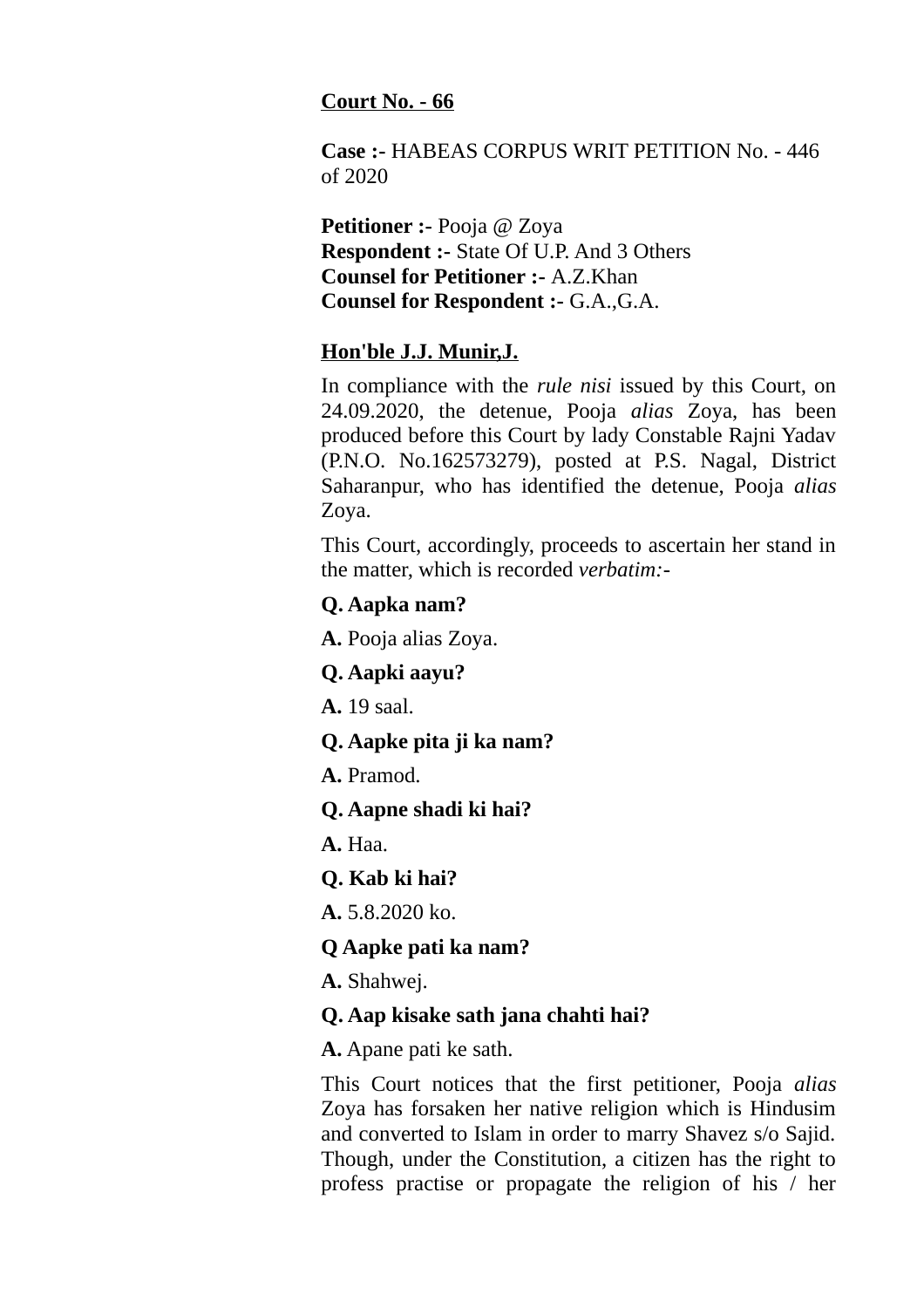**Court No. - 66**

**Case :-** HABEAS CORPUS WRIT PETITION No. - 446 of 2020

**Petitioner :-** Pooja @ Zoya
**Respondent :-** State Of U.P. And 3 Others
**Counsel for Petitioner :-** A.Z.Khan
**Counsel for Respondent :-** G.A.,G.A.

**Hon'ble J.J. Munir,J.**

In compliance with the *rule nisi* issued by this Court, on 24.09.2020, the detenue, Pooja *alias* Zoya, has been produced before this Court by lady Constable Rajni Yadav (P.N.O. No.162573279), posted at P.S. Nagal, District Saharanpur, who has identified the detenue, Pooja *alias* Zoya.

This Court, accordingly, proceeds to ascertain her stand in the matter, which is recorded *verbatim:-*

**Q. Aapka nam?**

**A.** Pooja alias Zoya.

**Q. Aapki aayu?**

**A.** 19 saal.

**Q. Aapke pita ji ka nam?**

**A.** Pramod.

**Q. Aapne shadi ki hai?**

**A.** Haa.

**Q. Kab ki hai?**

**A.** 5.8.2020 ko.

**Q Aapke pati ka nam?**

**A.** Shahwej.

**Q. Aap kisake sath jana chahti hai?**

**A.** Apane pati ke sath.

This Court notices that the first petitioner, Pooja *alias* Zoya has forsaken her native religion which is Hindusim and converted to Islam in order to marry Shavez s/o Sajid. Though, under the Constitution, a citizen has the right to profess practise or propagate the religion of his / her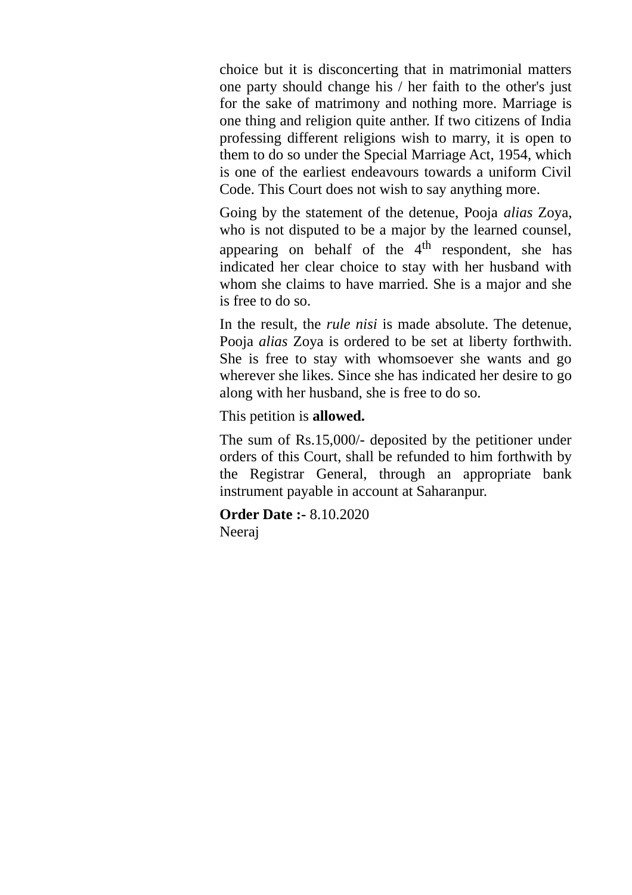choice but it is disconcerting that in matrimonial matters one party should change his / her faith to the other's just for the sake of matrimony and nothing more. Marriage is one thing and religion quite anther. If two citizens of India professing different religions wish to marry, it is open to them to do so under the Special Marriage Act, 1954, which is one of the earliest endeavours towards a uniform Civil Code. This Court does not wish to say anything more.

Going by the statement of the detenue, Pooja *alias* Zoya, who is not disputed to be a major by the learned counsel, appearing on behalf of the 4th respondent, she has indicated her clear choice to stay with her husband with whom she claims to have married. She is a major and she is free to do so.

In the result, the *rule nisi* is made absolute. The detenue, Pooja *alias* Zoya is ordered to be set at liberty forthwith. She is free to stay with whomsoever she wants and go wherever she likes. Since she has indicated her desire to go along with her husband, she is free to do so.

This petition is **allowed.**

The sum of Rs.15,000/- deposited by the petitioner under orders of this Court, shall be refunded to him forthwith by the Registrar General, through an appropriate bank instrument payable in account at Saharanpur.

**Order Date :-** 8.10.2020
Neeraj